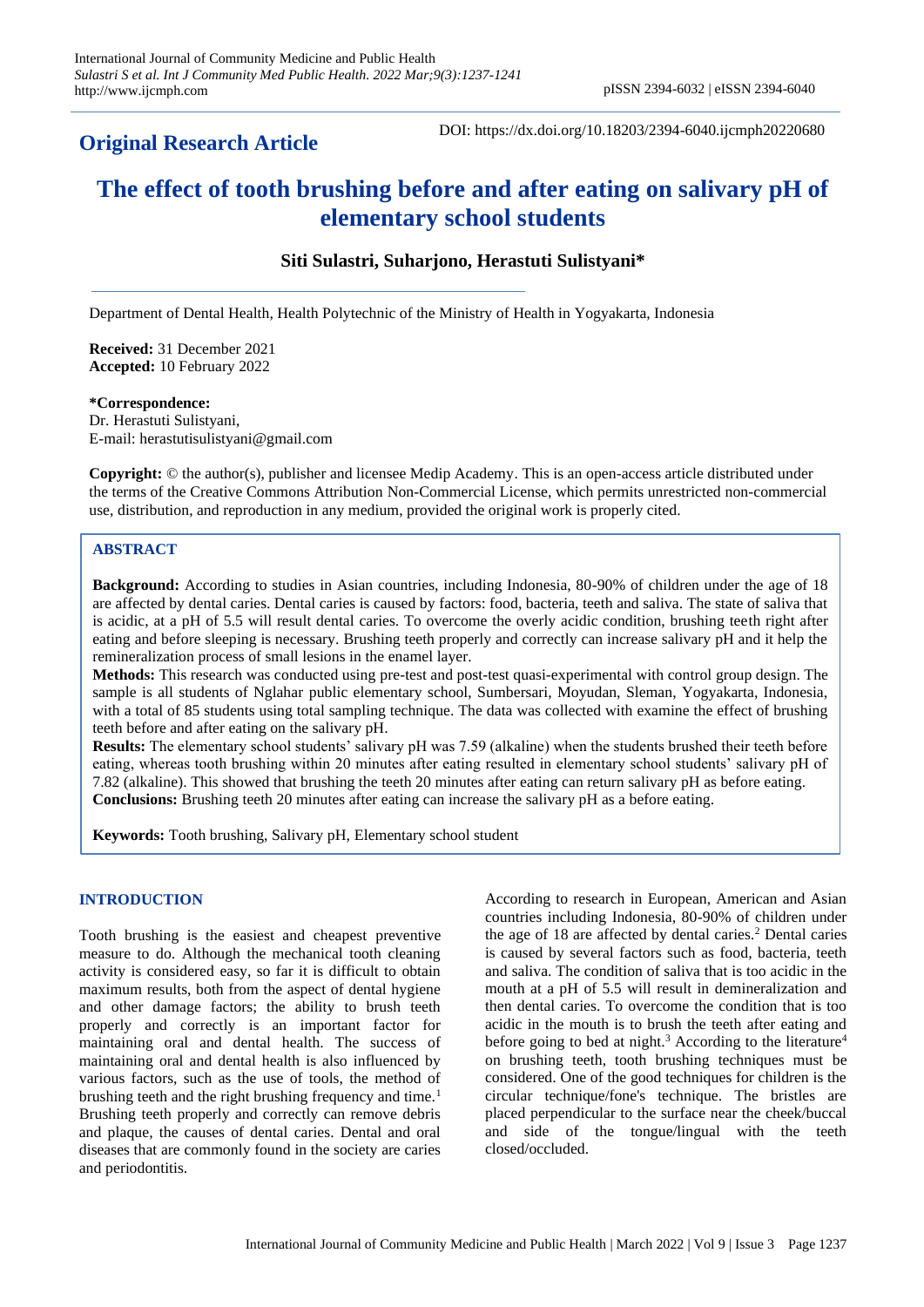**Original Research Article**

DOI: https://dx.doi.org/10.18203/2394-6040.ijcmph20220680

# The effect of tooth brushing before and after eating on salivary pH of elementary school students

**Siti Sulastri, Suharjono, Herastuti Sulistyani***

Department of Dental Health, Health Polytechnic of the Ministry of Health in Yogyakarta, Indonesia

**Received:** 31 December 2021
**Accepted:** 10 February 2022

**\*Correspondence:**
Dr. Herastuti Sulistyani,
E-mail: herastutisulistyani@gmail.com

**Copyright:** © the author(s), publisher and licensee Medip Academy. This is an open-access article distributed under the terms of the Creative Commons Attribution Non-Commercial License, which permits unrestricted non-commercial use, distribution, and reproduction in any medium, provided the original work is properly cited.

## ABSTRACT

**Background:** According to studies in Asian countries, including Indonesia, 80-90% of children under the age of 18 are affected by dental caries. Dental caries is caused by factors: food, bacteria, teeth and saliva. The state of saliva that is acidic, at a pH of 5.5 will result dental caries. To overcome the overly acidic condition, brushing teeth right after eating and before sleeping is necessary. Brushing teeth properly and correctly can increase salivary pH and it help the remineralization process of small lesions in the enamel layer.

**Methods:** This research was conducted using pre-test and post-test quasi-experimental with control group design. The sample is all students of Nglahar public elementary school, Sumbersari, Moyudan, Sleman, Yogyakarta, Indonesia, with a total of 85 students using total sampling technique. The data was collected with examine the effect of brushing teeth before and after eating on the salivary pH.

**Results:** The elementary school students' salivary pH was 7.59 (alkaline) when the students brushed their teeth before eating, whereas tooth brushing within 20 minutes after eating resulted in elementary school students' salivary pH of 7.82 (alkaline). This showed that brushing the teeth 20 minutes after eating can return salivary pH as before eating.

**Conclusions:** Brushing teeth 20 minutes after eating can increase the salivary pH as a before eating.

**Keywords:** Tooth brushing, Salivary pH, Elementary school student

## INTRODUCTION

Tooth brushing is the easiest and cheapest preventive measure to do. Although the mechanical tooth cleaning activity is considered easy, so far it is difficult to obtain maximum results, both from the aspect of dental hygiene and other damage factors; the ability to brush teeth properly and correctly is an important factor for maintaining oral and dental health. The success of maintaining oral and dental health is also influenced by various factors, such as the use of tools, the method of brushing teeth and the right brushing frequency and time.[1] Brushing teeth properly and correctly can remove debris and plaque, the causes of dental caries. Dental and oral diseases that are commonly found in the society are caries and periodontitis.

According to research in European, American and Asian countries including Indonesia, 80-90% of children under the age of 18 are affected by dental caries.[2] Dental caries is caused by several factors such as food, bacteria, teeth and saliva. The condition of saliva that is too acidic in the mouth at a pH of 5.5 will result in demineralization and then dental caries. To overcome the condition that is too acidic in the mouth is to brush the teeth after eating and before going to bed at night.[3] According to the literature[4] on brushing teeth, tooth brushing techniques must be considered. One of the good techniques for children is the circular technique/fone's technique. The bristles are placed perpendicular to the surface near the cheek/buccal and side of the tongue/lingual with the teeth closed/occluded.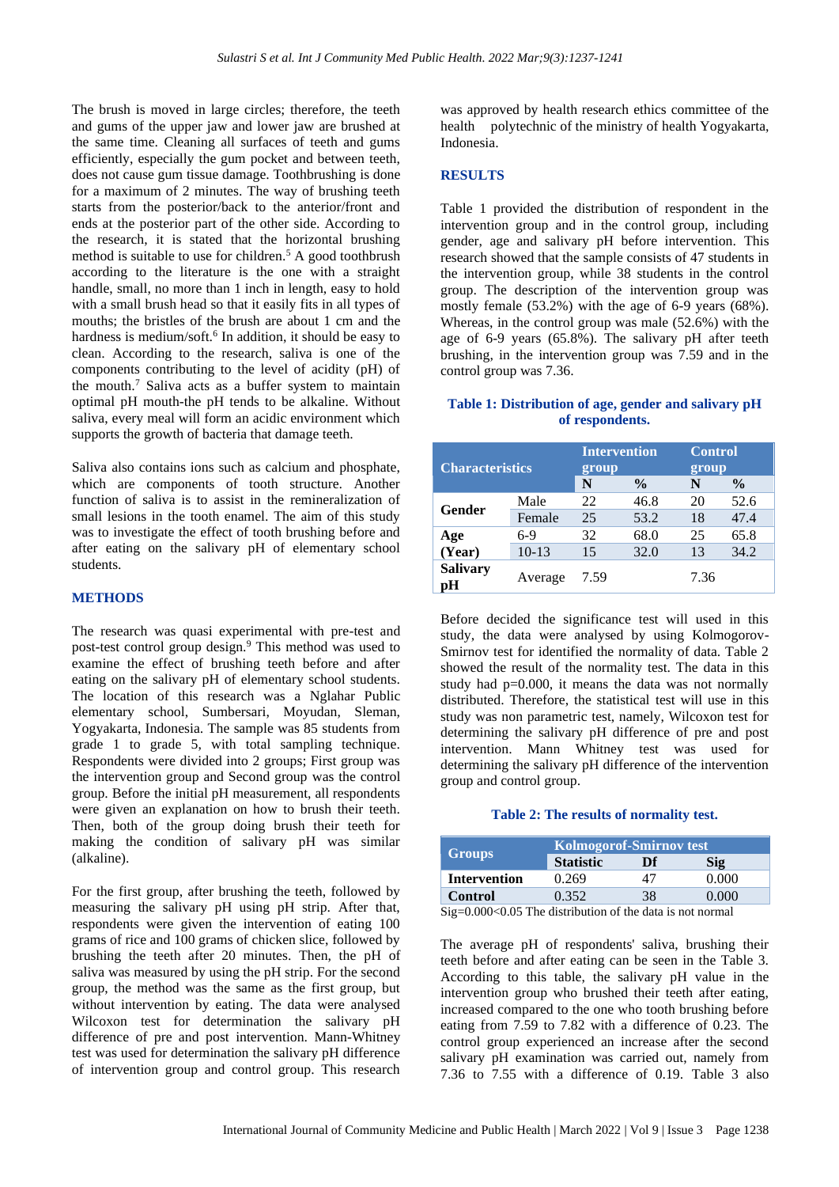The brush is moved in large circles; therefore, the teeth and gums of the upper jaw and lower jaw are brushed at the same time. Cleaning all surfaces of teeth and gums efficiently, especially the gum pocket and between teeth, does not cause gum tissue damage. Toothbrushing is done for a maximum of 2 minutes. The way of brushing teeth starts from the posterior/back to the anterior/front and ends at the posterior part of the other side. According to the research, it is stated that the horizontal brushing method is suitable to use for children.[5] A good toothbrush according to the literature is the one with a straight handle, small, no more than 1 inch in length, easy to hold with a small brush head so that it easily fits in all types of mouths; the bristles of the brush are about 1 cm and the hardness is medium/soft.[6] In addition, it should be easy to clean. According to the research, saliva is one of the components contributing to the level of acidity (pH) of the mouth.[7] Saliva acts as a buffer system to maintain optimal pH mouth-the pH tends to be alkaline. Without saliva, every meal will form an acidic environment which supports the growth of bacteria that damage teeth.

Saliva also contains ions such as calcium and phosphate, which are components of tooth structure. Another function of saliva is to assist in the remineralization of small lesions in the tooth enamel. The aim of this study was to investigate the effect of tooth brushing before and after eating on the salivary pH of elementary school students.

## METHODS

The research was quasi experimental with pre-test and post-test control group design.[9] This method was used to examine the effect of brushing teeth before and after eating on the salivary pH of elementary school students. The location of this research was a Nglahar Public elementary school, Sumbersari, Moyudan, Sleman, Yogyakarta, Indonesia. The sample was 85 students from grade 1 to grade 5, with total sampling technique. Respondents were divided into 2 groups; First group was the intervention group and Second group was the control group. Before the initial pH measurement, all respondents were given an explanation on how to brush their teeth. Then, both of the group doing brush their teeth for making the condition of salivary pH was similar (alkaline).

For the first group, after brushing the teeth, followed by measuring the salivary pH using pH strip. After that, respondents were given the intervention of eating 100 grams of rice and 100 grams of chicken slice, followed by brushing the teeth after 20 minutes. Then, the pH of saliva was measured by using the pH strip. For the second group, the method was the same as the first group, but without intervention by eating. The data were analysed Wilcoxon test for determination the salivary pH difference of pre and post intervention. Mann-Whitney test was used for determination the salivary pH difference of intervention group and control group. This research was approved by health research ethics committee of the health polytechnic of the ministry of health Yogyakarta, Indonesia.

## RESULTS

Table 1 provided the distribution of respondent in the intervention group and in the control group, including gender, age and salivary pH before intervention. This research showed that the sample consists of 47 students in the intervention group, while 38 students in the control group. The description of the intervention group was mostly female (53.2%) with the age of 6-9 years (68%). Whereas, in the control group was male (52.6%) with the age of 6-9 years (65.8%). The salivary pH after teeth brushing, in the intervention group was 7.59 and in the control group was 7.36.

**Table 1: Distribution of age, gender and salivary pH of respondents.**

| Characteristics | | Intervention group | | Control group | |
|---|---|---|---|---|---|
| | | N | % | N | % |
| Gender | Male | 22 | 46.8 | 20 | 52.6 |
| | Female | 25 | 53.2 | 18 | 47.4 |
| Age (Year) | 6-9 | 32 | 68.0 | 25 | 65.8 |
| | 10-13 | 15 | 32.0 | 13 | 34.2 |
| Salivary pH | Average | 7.59 | | 7.36 | |

Before decided the significance test will used in this study, the data were analysed by using Kolmogorov-Smirnov test for identified the normality of data. Table 2 showed the result of the normality test. The data in this study had p=0.000, it means the data was not normally distributed. Therefore, the statistical test will use in this study was non parametric test, namely, Wilcoxon test for determining the salivary pH difference of pre and post intervention. Mann Whitney test was used for determining the salivary pH difference of the intervention group and control group.

**Table 2: The results of normality test.**

| Groups | Kolmogorof-Smirnov test | | |
|---|---|---|---|
| | Statistic | Df | Sig |
| Intervention | 0.269 | 47 | 0.000 |
| Control | 0.352 | 38 | 0.000 |

Sig=0.000<0.05 The distribution of the data is not normal

The average pH of respondents' saliva, brushing their teeth before and after eating can be seen in the Table 3. According to this table, the salivary pH value in the intervention group who brushed their teeth after eating, increased compared to the one who tooth brushing before eating from 7.59 to 7.82 with a difference of 0.23. The control group experienced an increase after the second salivary pH examination was carried out, namely from 7.36 to 7.55 with a difference of 0.19. Table 3 also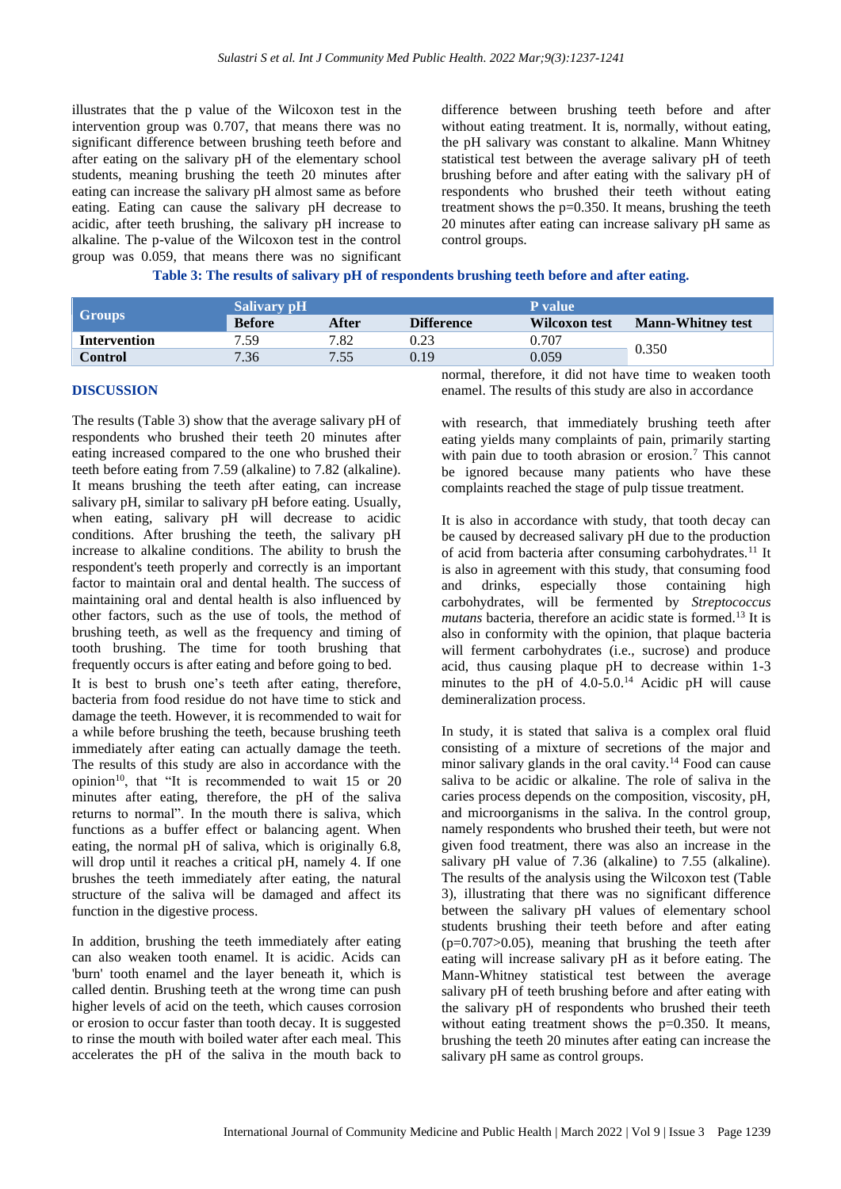illustrates that the p value of the Wilcoxon test in the intervention group was 0.707, that means there was no significant difference between brushing teeth before and after eating on the salivary pH of the elementary school students, meaning brushing the teeth 20 minutes after eating can increase the salivary pH almost same as before eating. Eating can cause the salivary pH decrease to acidic, after teeth brushing, the salivary pH increase to alkaline. The p-value of the Wilcoxon test in the control group was 0.059, that means there was no significant difference between brushing teeth before and after without eating treatment. It is, normally, without eating, the pH salivary was constant to alkaline. Mann Whitney statistical test between the average salivary pH of teeth brushing before and after eating with the salivary pH of respondents who brushed their teeth without eating treatment shows the p=0.350. It means, brushing the teeth 20 minutes after eating can increase salivary pH same as control groups.

**Table 3: The results of salivary pH of respondents brushing teeth before and after eating.**

| Groups | Salivary pH | | | P value | |
|---|---|---|---|---|---|
| | Before | After | Difference | Wilcoxon test | Mann-Whitney test |
| Intervention | 7.59 | 7.82 | 0.23 | 0.707 | 0.350 |
| Control | 7.36 | 7.55 | 0.19 | 0.059 | |

## DISCUSSION

The results (Table 3) show that the average salivary pH of respondents who brushed their teeth 20 minutes after eating increased compared to the one who brushed their teeth before eating from 7.59 (alkaline) to 7.82 (alkaline). It means brushing the teeth after eating, can increase salivary pH, similar to salivary pH before eating. Usually, when eating, salivary pH will decrease to acidic conditions. After brushing the teeth, the salivary pH increase to alkaline conditions. The ability to brush the respondent's teeth properly and correctly is an important factor to maintain oral and dental health. The success of maintaining oral and dental health is also influenced by other factors, such as the use of tools, the method of brushing teeth, as well as the frequency and timing of tooth brushing. The time for tooth brushing that frequently occurs is after eating and before going to bed.

It is best to brush one's teeth after eating, therefore, bacteria from food residue do not have time to stick and damage the teeth. However, it is recommended to wait for a while before brushing the teeth, because brushing teeth immediately after eating can actually damage the teeth. The results of this study are also in accordance with the opinion[10], that "It is recommended to wait 15 or 20 minutes after eating, therefore, the pH of the saliva returns to normal". In the mouth there is saliva, which functions as a buffer effect or balancing agent. When eating, the normal pH of saliva, which is originally 6.8, will drop until it reaches a critical pH, namely 4. If one brushes the teeth immediately after eating, the natural structure of the saliva will be damaged and affect its function in the digestive process.

In addition, brushing the teeth immediately after eating can also weaken tooth enamel. It is acidic. Acids can 'burn' tooth enamel and the layer beneath it, which is called dentin. Brushing teeth at the wrong time can push higher levels of acid on the teeth, which causes corrosion or erosion to occur faster than tooth decay. It is suggested to rinse the mouth with boiled water after each meal. This accelerates the pH of the saliva in the mouth back to normal, therefore, it did not have time to weaken tooth enamel. The results of this study are also in accordance with research, that immediately brushing teeth after eating yields many complaints of pain, primarily starting with pain due to tooth abrasion or erosion.[7] This cannot be ignored because many patients who have these complaints reached the stage of pulp tissue treatment.

It is also in accordance with study, that tooth decay can be caused by decreased salivary pH due to the production of acid from bacteria after consuming carbohydrates.[11] It is also in agreement with this study, that consuming food and drinks, especially those containing high carbohydrates, will be fermented by *Streptococcus mutans* bacteria, therefore an acidic state is formed.[13] It is also in conformity with the opinion, that plaque bacteria will ferment carbohydrates (i.e., sucrose) and produce acid, thus causing plaque pH to decrease within 1-3 minutes to the pH of 4.0-5.0.[14] Acidic pH will cause demineralization process.

In study, it is stated that saliva is a complex oral fluid consisting of a mixture of secretions of the major and minor salivary glands in the oral cavity.[14] Food can cause saliva to be acidic or alkaline. The role of saliva in the caries process depends on the composition, viscosity, pH, and microorganisms in the saliva. In the control group, namely respondents who brushed their teeth, but were not given food treatment, there was also an increase in the salivary pH value of 7.36 (alkaline) to 7.55 (alkaline). The results of the analysis using the Wilcoxon test (Table 3), illustrating that there was no significant difference between the salivary pH values of elementary school students brushing their teeth before and after eating ($p=0.707>0.05$), meaning that brushing the teeth after eating will increase salivary pH as it before eating. The Mann-Whitney statistical test between the average salivary pH of teeth brushing before and after eating with the salivary pH of respondents who brushed their teeth without eating treatment shows the p=0.350. It means, brushing the teeth 20 minutes after eating can increase the salivary pH same as control groups.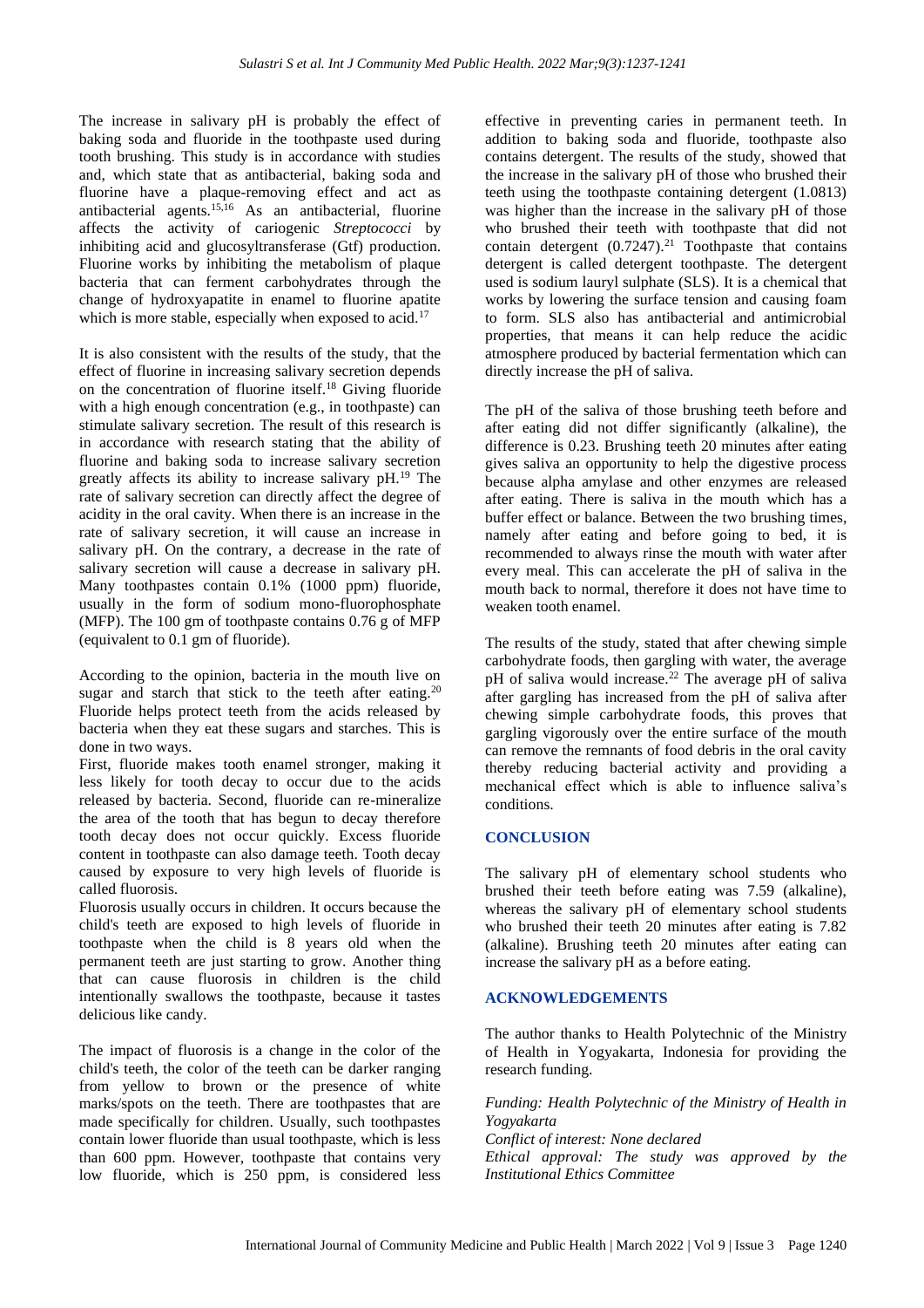The increase in salivary pH is probably the effect of baking soda and fluoride in the toothpaste used during tooth brushing. This study is in accordance with studies and, which state that as antibacterial, baking soda and fluorine have a plaque-removing effect and act as antibacterial agents.[15,16] As an antibacterial, fluorine affects the activity of cariogenic *Streptococci* by inhibiting acid and glucosyltransferase (Gtf) production. Fluorine works by inhibiting the metabolism of plaque bacteria that can ferment carbohydrates through the change of hydroxyapatite in enamel to fluorine apatite which is more stable, especially when exposed to acid.[17]

It is also consistent with the results of the study, that the effect of fluorine in increasing salivary secretion depends on the concentration of fluorine itself.[18] Giving fluoride with a high enough concentration (e.g., in toothpaste) can stimulate salivary secretion. The result of this research is in accordance with research stating that the ability of fluorine and baking soda to increase salivary secretion greatly affects its ability to increase salivary pH.[19] The rate of salivary secretion can directly affect the degree of acidity in the oral cavity. When there is an increase in the rate of salivary secretion, it will cause an increase in salivary pH. On the contrary, a decrease in the rate of salivary secretion will cause a decrease in salivary pH. Many toothpastes contain 0.1% (1000 ppm) fluoride, usually in the form of sodium mono-fluorophosphate (MFP). The 100 gm of toothpaste contains 0.76 g of MFP (equivalent to 0.1 gm of fluoride).

According to the opinion, bacteria in the mouth live on sugar and starch that stick to the teeth after eating.[20] Fluoride helps protect teeth from the acids released by bacteria when they eat these sugars and starches. This is done in two ways.

First, fluoride makes tooth enamel stronger, making it less likely for tooth decay to occur due to the acids released by bacteria. Second, fluoride can re-mineralize the area of the tooth that has begun to decay therefore tooth decay does not occur quickly. Excess fluoride content in toothpaste can also damage teeth. Tooth decay caused by exposure to very high levels of fluoride is called fluorosis.

Fluorosis usually occurs in children. It occurs because the child's teeth are exposed to high levels of fluoride in toothpaste when the child is 8 years old when the permanent teeth are just starting to grow. Another thing that can cause fluorosis in children is the child intentionally swallows the toothpaste, because it tastes delicious like candy.

The impact of fluorosis is a change in the color of the child's teeth, the color of the teeth can be darker ranging from yellow to brown or the presence of white marks/spots on the teeth. There are toothpastes that are made specifically for children. Usually, such toothpastes contain lower fluoride than usual toothpaste, which is less than 600 ppm. However, toothpaste that contains very low fluoride, which is 250 ppm, is considered less effective in preventing caries in permanent teeth. In addition to baking soda and fluoride, toothpaste also contains detergent. The results of the study, showed that the increase in the salivary pH of those who brushed their teeth using the toothpaste containing detergent (1.0813) was higher than the increase in the salivary pH of those who brushed their teeth with toothpaste that did not contain detergent (0.7247).[21] Toothpaste that contains detergent is called detergent toothpaste. The detergent used is sodium lauryl sulphate (SLS). It is a chemical that works by lowering the surface tension and causing foam to form. SLS also has antibacterial and antimicrobial properties, that means it can help reduce the acidic atmosphere produced by bacterial fermentation which can directly increase the pH of saliva.

The pH of the saliva of those brushing teeth before and after eating did not differ significantly (alkaline), the difference is 0.23. Brushing teeth 20 minutes after eating gives saliva an opportunity to help the digestive process because alpha amylase and other enzymes are released after eating. There is saliva in the mouth which has a buffer effect or balance. Between the two brushing times, namely after eating and before going to bed, it is recommended to always rinse the mouth with water after every meal. This can accelerate the pH of saliva in the mouth back to normal, therefore it does not have time to weaken tooth enamel.

The results of the study, stated that after chewing simple carbohydrate foods, then gargling with water, the average pH of saliva would increase.[22] The average pH of saliva after gargling has increased from the pH of saliva after chewing simple carbohydrate foods, this proves that gargling vigorously over the entire surface of the mouth can remove the remnants of food debris in the oral cavity thereby reducing bacterial activity and providing a mechanical effect which is able to influence saliva's conditions.

## CONCLUSION

The salivary pH of elementary school students who brushed their teeth before eating was 7.59 (alkaline), whereas the salivary pH of elementary school students who brushed their teeth 20 minutes after eating is 7.82 (alkaline). Brushing teeth 20 minutes after eating can increase the salivary pH as a before eating.

## ACKNOWLEDGEMENTS

The author thanks to Health Polytechnic of the Ministry of Health in Yogyakarta, Indonesia for providing the research funding.

*Funding: Health Polytechnic of the Ministry of Health in Yogyakarta*
*Conflict of interest: None declared*
*Ethical approval: The study was approved by the Institutional Ethics Committee*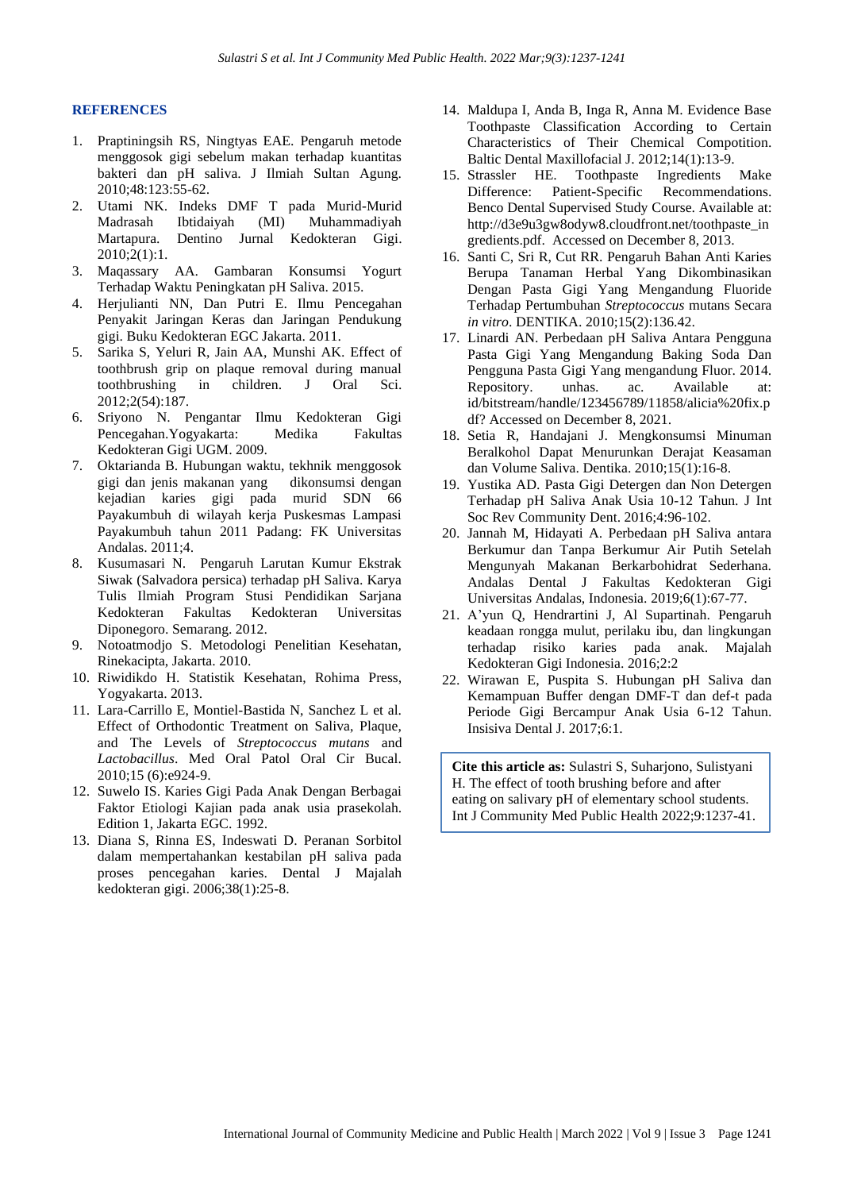## REFERENCES

1. Praptiningsih RS, Ningtyas EAE. Pengaruh metode menggosok gigi sebelum makan terhadap kuantitas bakteri dan pH saliva. J Ilmiah Sultan Agung. 2010;48:123:55-62.
2. Utami NK. Indeks DMF T pada Murid-Murid Madrasah Ibtidaiyah (MI) Muhammadiyah Martapura. Dentino Jurnal Kedokteran Gigi. 2010;2(1):1.
3. Maqassary AA. Gambaran Konsumsi Yogurt Terhadap Waktu Peningkatan pH Saliva. 2015.
4. Herjulianti NN, Dan Putri E. Ilmu Pencegahan Penyakit Jaringan Keras dan Jaringan Pendukung gigi. Buku Kedokteran EGC Jakarta. 2011.
5. Sarika S, Yeluri R, Jain AA, Munshi AK. Effect of toothbrush grip on plaque removal during manual toothbrushing in children. J Oral Sci. 2012;2(54):187.
6. Sriyono N. Pengantar Ilmu Kedokteran Gigi Pencegahan.Yogyakarta: Medika Fakultas Kedokteran Gigi UGM. 2009.
7. Oktarianda B. Hubungan waktu, tekhnik menggosok gigi dan jenis makanan yang dikonsumsi dengan kejadian karies gigi pada murid SDN 66 Payakumbuh di wilayah kerja Puskesmas Lampasi Payakumbuh tahun 2011 Padang: FK Universitas Andalas. 2011;4.
8. Kusumasari N. Pengaruh Larutan Kumur Ekstrak Siwak (Salvadora persica) terhadap pH Saliva. Karya Tulis Ilmiah Program Stusi Pendidikan Sarjana Kedokteran Fakultas Kedokteran Universitas Diponegoro. Semarang. 2012.
9. Notoatmodjo S. Metodologi Penelitian Kesehatan, Rinekacipta, Jakarta. 2010.
10. Riwidikdo H. Statistik Kesehatan, Rohima Press, Yogyakarta. 2013.
11. Lara-Carrillo E, Montiel-Bastida N, Sanchez L et al. Effect of Orthodontic Treatment on Saliva, Plaque, and The Levels of *Streptococcus mutans* and *Lactobacillus*. Med Oral Patol Oral Cir Bucal. 2010;15 (6):e924-9.
12. Suwelo IS. Karies Gigi Pada Anak Dengan Berbagai Faktor Etiologi Kajian pada anak usia prasekolah. Edition 1, Jakarta EGC. 1992.
13. Diana S, Rinna ES, Indeswati D. Peranan Sorbitol dalam mempertahankan kestabilan pH saliva pada proses pencegahan karies. Dental J Majalah kedokteran gigi. 2006;38(1):25-8.
14. Maldupa I, Anda B, Inga R, Anna M. Evidence Base Toothpaste Classification According to Certain Characteristics of Their Chemical Compotition. Baltic Dental Maxillofacial J. 2012;14(1):13-9.
15. Strassler HE. Toothpaste Ingredients Make Difference: Patient-Specific Recommendations. Benco Dental Supervised Study Course. Available at: http://d3e9u3gw8odyw8.cloudfront.net/toothpaste_ingredients.pdf. Accessed on December 8, 2013.
16. Santi C, Sri R, Cut RR. Pengaruh Bahan Anti Karies Berupa Tanaman Herbal Yang Dikombinasikan Dengan Pasta Gigi Yang Mengandung Fluoride Terhadap Pertumbuhan *Streptococcus* mutans Secara *in vitro*. DENTIKA. 2010;15(2):136.42.
17. Linardi AN. Perbedaan pH Saliva Antara Pengguna Pasta Gigi Yang Mengandung Baking Soda Dan Pengguna Pasta Gigi Yang mengandung Fluor. 2014. Repository. unhas. ac. Available at: id/bitstream/handle/123456789/11858/alicia%20fix.pdf? Accessed on December 8, 2021.
18. Setia R, Handajani J. Mengkonsumsi Minuman Beralkohol Dapat Menurunkan Derajat Keasaman dan Volume Saliva. Dentika. 2010;15(1):16-8.
19. Yustika AD. Pasta Gigi Detergen dan Non Detergen Terhadap pH Saliva Anak Usia 10-12 Tahun. J Int Soc Rev Community Dent. 2016;4:96-102.
20. Jannah M, Hidayati A. Perbedaan pH Saliva antara Berkumur dan Tanpa Berkumur Air Putih Setelah Mengunyah Makanan Berkarbohidrat Sederhana. Andalas Dental J Fakultas Kedokteran Gigi Universitas Andalas, Indonesia. 2019;6(1):67-77.
21. A'yun Q, Hendrartini J, Al Supartinah. Pengaruh keadaan rongga mulut, perilaku ibu, dan lingkungan terhadap risiko karies pada anak. Majalah Kedokteran Gigi Indonesia. 2016;2:2
22. Wirawan E, Puspita S. Hubungan pH Saliva dan Kemampuan Buffer dengan DMF-T dan def-t pada Periode Gigi Bercampur Anak Usia 6-12 Tahun. Insisiva Dental J. 2017;6:1.

**Cite this article as:** Sulastri S, Suharjono, Sulistyani H. The effect of tooth brushing before and after eating on salivary pH of elementary school students. Int J Community Med Public Health 2022;9:1237-41.